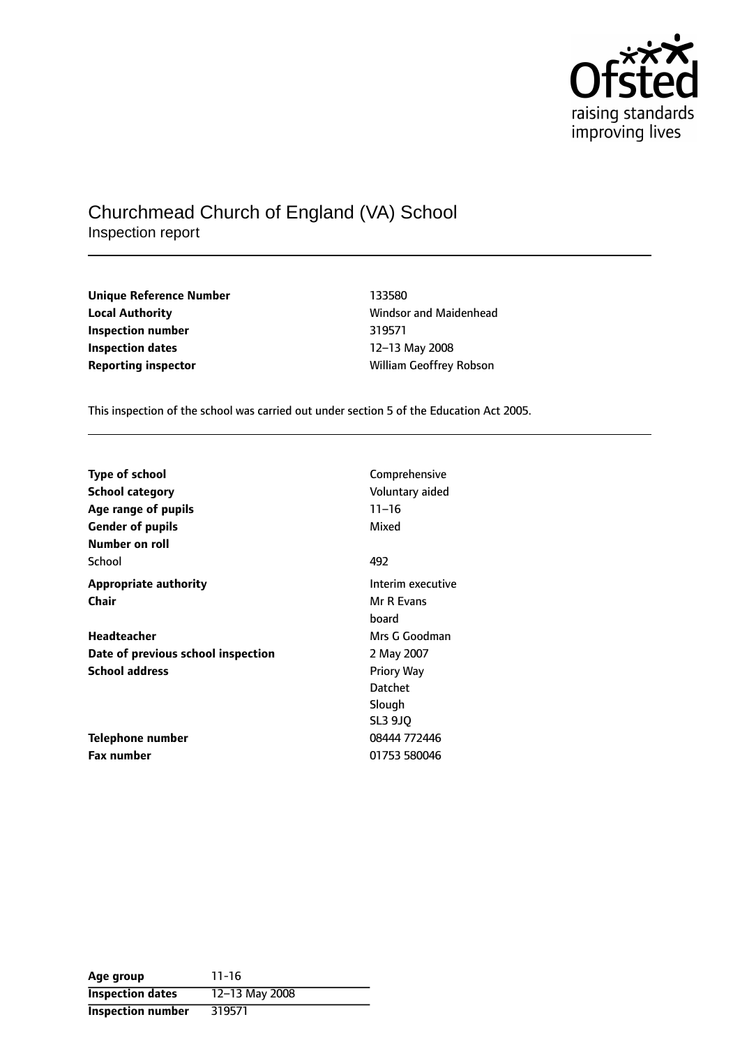# Churchmead Church of England (VA) School

Inspection report

| | |
|---|---|
| **Unique Reference Number** | 133580 |
| **Local Authority** | Windsor and Maidenhead |
| **Inspection number** | 319571 |
| **Inspection dates** | 12–13 May 2008 |
| **Reporting inspector** | William Geoffrey Robson |

This inspection of the school was carried out under section 5 of the Education Act 2005.

| | |
|---|---|
| **Type of school** | Comprehensive |
| **School category** | Voluntary aided |
| **Age range of pupils** | 11–16 |
| **Gender of pupils** | Mixed |
| **Number on roll** | |
| School | 492 |
| **Appropriate authority** | Interim executive board |
| **Chair** | Mr R Evans |
| **Headteacher** | Mrs G Goodman |
| **Date of previous school inspection** | 2 May 2007 |
| **School address** | Priory Way<br>Datchet<br>Slough<br>SL3 9JQ |
| **Telephone number** | 08444 772446 |
| **Fax number** | 01753 580046 |

| | |
|---|---|
| **Age group** | 11-16 |
| **Inspection dates** | 12–13 May 2008 |
| **Inspection number** | 319571 |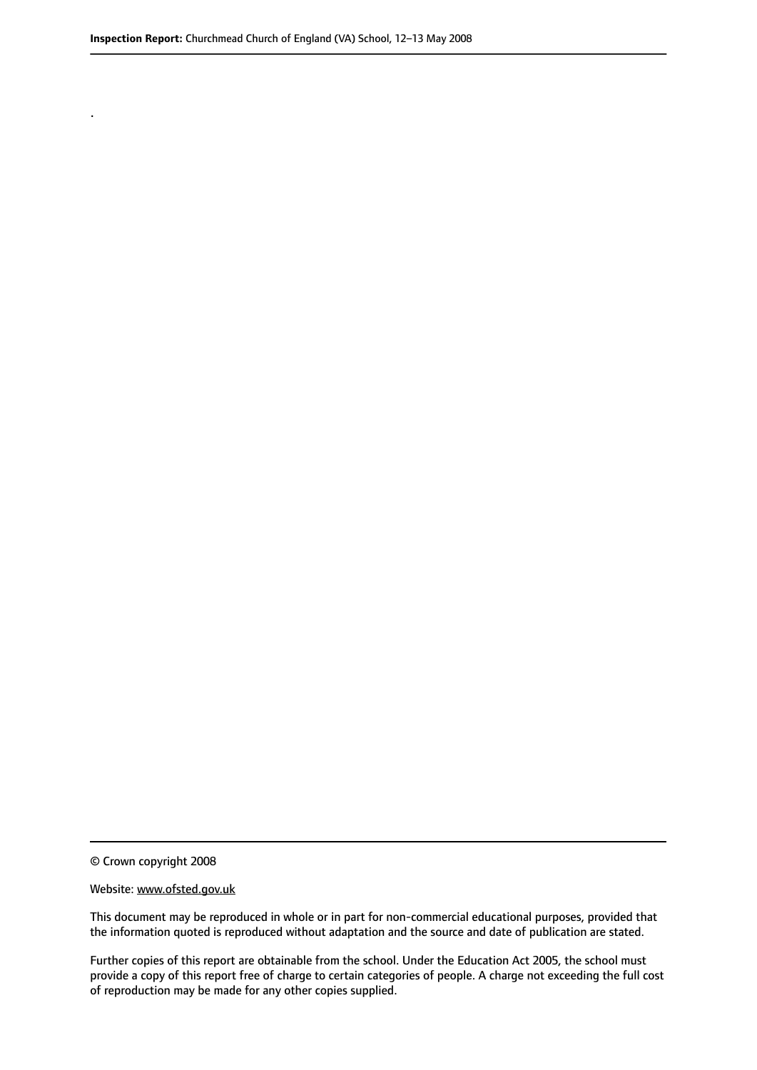.

© Crown copyright 2008

Website: www.ofsted.gov.uk

This document may be reproduced in whole or in part for non-commercial educational purposes, provided that the information quoted is reproduced without adaptation and the source and date of publication are stated.

Further copies of this report are obtainable from the school. Under the Education Act 2005, the school must provide a copy of this report free of charge to certain categories of people. A charge not exceeding the full cost of reproduction may be made for any other copies supplied.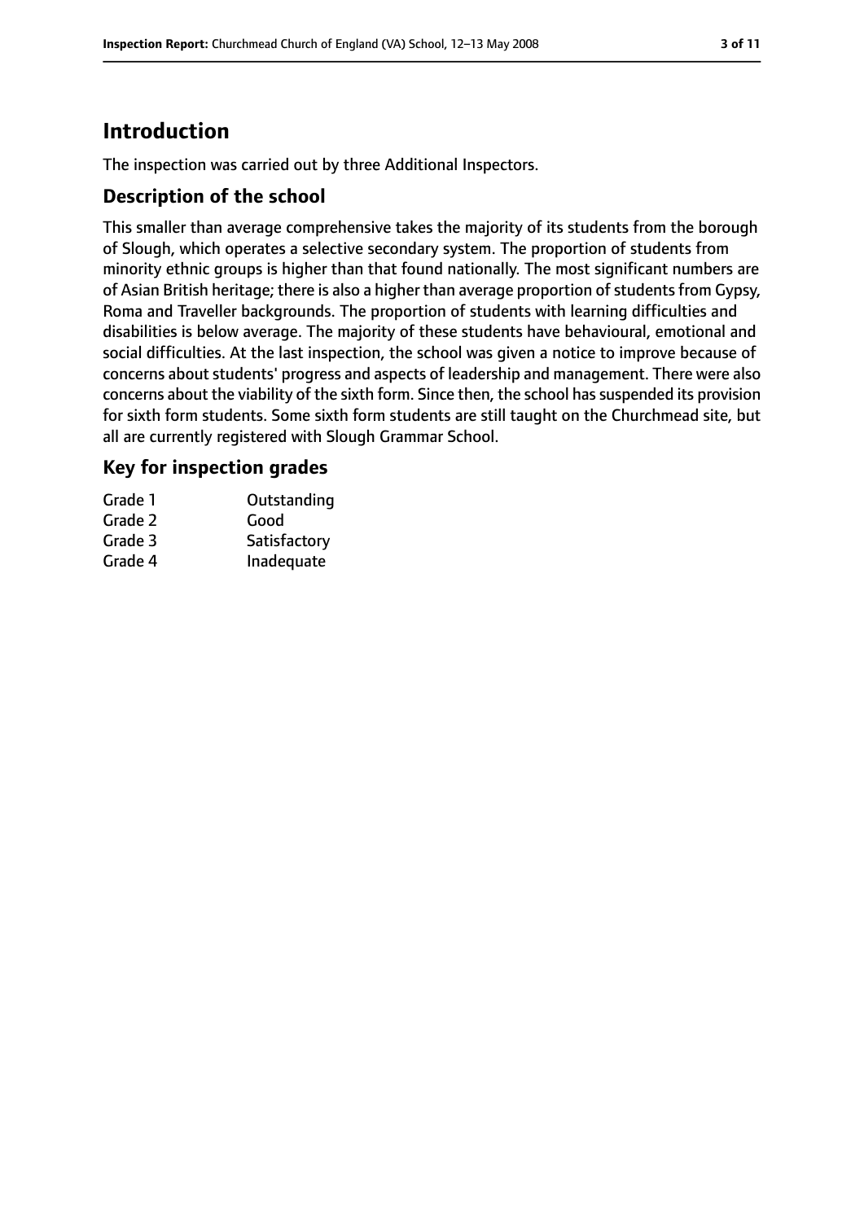# Introduction

The inspection was carried out by three Additional Inspectors.

## Description of the school

This smaller than average comprehensive takes the majority of its students from the borough of Slough, which operates a selective secondary system. The proportion of students from minority ethnic groups is higher than that found nationally. The most significant numbers are of Asian British heritage; there is also a higher than average proportion of students from Gypsy, Roma and Traveller backgrounds. The proportion of students with learning difficulties and disabilities is below average. The majority of these students have behavioural, emotional and social difficulties. At the last inspection, the school was given a notice to improve because of concerns about students' progress and aspects of leadership and management. There were also concerns about the viability of the sixth form. Since then, the school has suspended its provision for sixth form students. Some sixth form students are still taught on the Churchmead site, but all are currently registered with Slough Grammar School.

## Key for inspection grades

| | |
|---|---|
| Grade 1 | Outstanding |
| Grade 2 | Good |
| Grade 3 | Satisfactory |
| Grade 4 | Inadequate |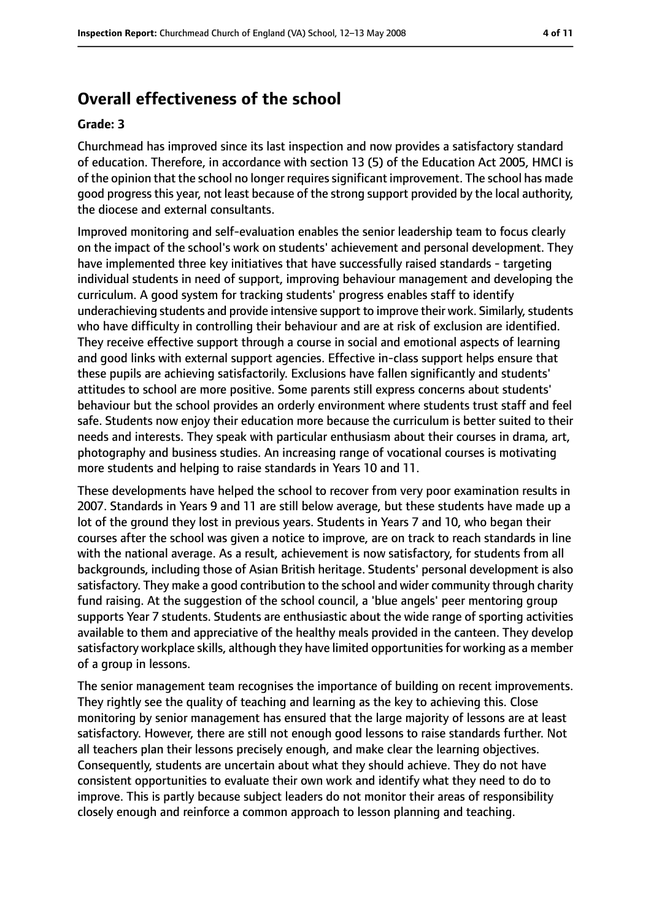## Overall effectiveness of the school

### Grade: 3

Churchmead has improved since its last inspection and now provides a satisfactory standard of education. Therefore, in accordance with section 13 (5) of the Education Act 2005, HMCI is of the opinion that the school no longer requires significant improvement. The school has made good progress this year, not least because of the strong support provided by the local authority, the diocese and external consultants.

Improved monitoring and self-evaluation enables the senior leadership team to focus clearly on the impact of the school's work on students' achievement and personal development. They have implemented three key initiatives that have successfully raised standards - targeting individual students in need of support, improving behaviour management and developing the curriculum. A good system for tracking students' progress enables staff to identify underachieving students and provide intensive support to improve their work. Similarly, students who have difficulty in controlling their behaviour and are at risk of exclusion are identified. They receive effective support through a course in social and emotional aspects of learning and good links with external support agencies. Effective in-class support helps ensure that these pupils are achieving satisfactorily. Exclusions have fallen significantly and students' attitudes to school are more positive. Some parents still express concerns about students' behaviour but the school provides an orderly environment where students trust staff and feel safe. Students now enjoy their education more because the curriculum is better suited to their needs and interests. They speak with particular enthusiasm about their courses in drama, art, photography and business studies. An increasing range of vocational courses is motivating more students and helping to raise standards in Years 10 and 11.

These developments have helped the school to recover from very poor examination results in 2007. Standards in Years 9 and 11 are still below average, but these students have made up a lot of the ground they lost in previous years. Students in Years 7 and 10, who began their courses after the school was given a notice to improve, are on track to reach standards in line with the national average. As a result, achievement is now satisfactory, for students from all backgrounds, including those of Asian British heritage. Students' personal development is also satisfactory. They make a good contribution to the school and wider community through charity fund raising. At the suggestion of the school council, a 'blue angels' peer mentoring group supports Year 7 students. Students are enthusiastic about the wide range of sporting activities available to them and appreciative of the healthy meals provided in the canteen. They develop satisfactory workplace skills, although they have limited opportunities for working as a member of a group in lessons.

The senior management team recognises the importance of building on recent improvements. They rightly see the quality of teaching and learning as the key to achieving this. Close monitoring by senior management has ensured that the large majority of lessons are at least satisfactory. However, there are still not enough good lessons to raise standards further. Not all teachers plan their lessons precisely enough, and make clear the learning objectives. Consequently, students are uncertain about what they should achieve. They do not have consistent opportunities to evaluate their own work and identify what they need to do to improve. This is partly because subject leaders do not monitor their areas of responsibility closely enough and reinforce a common approach to lesson planning and teaching.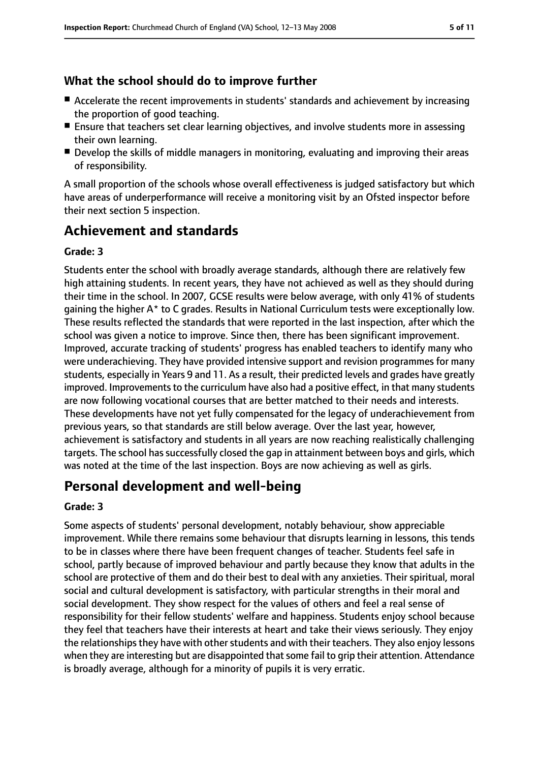### What the school should do to improve further

- Accelerate the recent improvements in students' standards and achievement by increasing the proportion of good teaching.
- Ensure that teachers set clear learning objectives, and involve students more in assessing their own learning.
- Develop the skills of middle managers in monitoring, evaluating and improving their areas of responsibility.

A small proportion of the schools whose overall effectiveness is judged satisfactory but which have areas of underperformance will receive a monitoring visit by an Ofsted inspector before their next section 5 inspection.

## Achievement and standards

**Grade: 3**

Students enter the school with broadly average standards, although there are relatively few high attaining students. In recent years, they have not achieved as well as they should during their time in the school. In 2007, GCSE results were below average, with only 41% of students gaining the higher A* to C grades. Results in National Curriculum tests were exceptionally low. These results reflected the standards that were reported in the last inspection, after which the school was given a notice to improve. Since then, there has been significant improvement. Improved, accurate tracking of students' progress has enabled teachers to identify many who were underachieving. They have provided intensive support and revision programmes for many students, especially in Years 9 and 11. As a result, their predicted levels and grades have greatly improved. Improvements to the curriculum have also had a positive effect, in that many students are now following vocational courses that are better matched to their needs and interests. These developments have not yet fully compensated for the legacy of underachievement from previous years, so that standards are still below average. Over the last year, however, achievement is satisfactory and students in all years are now reaching realistically challenging targets. The school has successfully closed the gap in attainment between boys and girls, which was noted at the time of the last inspection. Boys are now achieving as well as girls.

## Personal development and well-being

**Grade: 3**

Some aspects of students' personal development, notably behaviour, show appreciable improvement. While there remains some behaviour that disrupts learning in lessons, this tends to be in classes where there have been frequent changes of teacher. Students feel safe in school, partly because of improved behaviour and partly because they know that adults in the school are protective of them and do their best to deal with any anxieties. Their spiritual, moral social and cultural development is satisfactory, with particular strengths in their moral and social development. They show respect for the values of others and feel a real sense of responsibility for their fellow students' welfare and happiness. Students enjoy school because they feel that teachers have their interests at heart and take their views seriously. They enjoy the relationships they have with other students and with their teachers. They also enjoy lessons when they are interesting but are disappointed that some fail to grip their attention. Attendance is broadly average, although for a minority of pupils it is very erratic.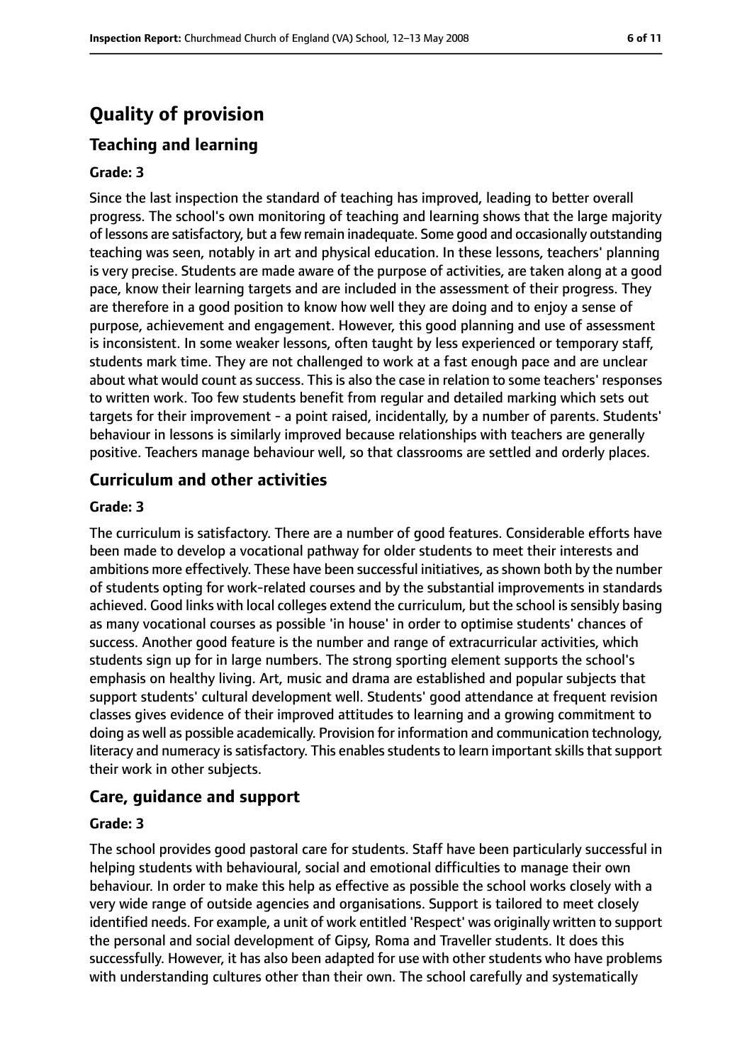# Quality of provision

## Teaching and learning

### Grade: 3

Since the last inspection the standard of teaching has improved, leading to better overall progress. The school's own monitoring of teaching and learning shows that the large majority of lessons are satisfactory, but a few remain inadequate. Some good and occasionally outstanding teaching was seen, notably in art and physical education. In these lessons, teachers' planning is very precise. Students are made aware of the purpose of activities, are taken along at a good pace, know their learning targets and are included in the assessment of their progress. They are therefore in a good position to know how well they are doing and to enjoy a sense of purpose, achievement and engagement. However, this good planning and use of assessment is inconsistent. In some weaker lessons, often taught by less experienced or temporary staff, students mark time. They are not challenged to work at a fast enough pace and are unclear about what would count as success. This is also the case in relation to some teachers' responses to written work. Too few students benefit from regular and detailed marking which sets out targets for their improvement - a point raised, incidentally, by a number of parents. Students' behaviour in lessons is similarly improved because relationships with teachers are generally positive. Teachers manage behaviour well, so that classrooms are settled and orderly places.

## Curriculum and other activities

### Grade: 3

The curriculum is satisfactory. There are a number of good features. Considerable efforts have been made to develop a vocational pathway for older students to meet their interests and ambitions more effectively. These have been successful initiatives, as shown both by the number of students opting for work-related courses and by the substantial improvements in standards achieved. Good links with local colleges extend the curriculum, but the school is sensibly basing as many vocational courses as possible 'in house' in order to optimise students' chances of success. Another good feature is the number and range of extracurricular activities, which students sign up for in large numbers. The strong sporting element supports the school's emphasis on healthy living. Art, music and drama are established and popular subjects that support students' cultural development well. Students' good attendance at frequent revision classes gives evidence of their improved attitudes to learning and a growing commitment to doing as well as possible academically. Provision for information and communication technology, literacy and numeracy is satisfactory. This enables students to learn important skills that support their work in other subjects.

## Care, guidance and support

### Grade: 3

The school provides good pastoral care for students. Staff have been particularly successful in helping students with behavioural, social and emotional difficulties to manage their own behaviour. In order to make this help as effective as possible the school works closely with a very wide range of outside agencies and organisations. Support is tailored to meet closely identified needs. For example, a unit of work entitled 'Respect' was originally written to support the personal and social development of Gipsy, Roma and Traveller students. It does this successfully. However, it has also been adapted for use with other students who have problems with understanding cultures other than their own. The school carefully and systematically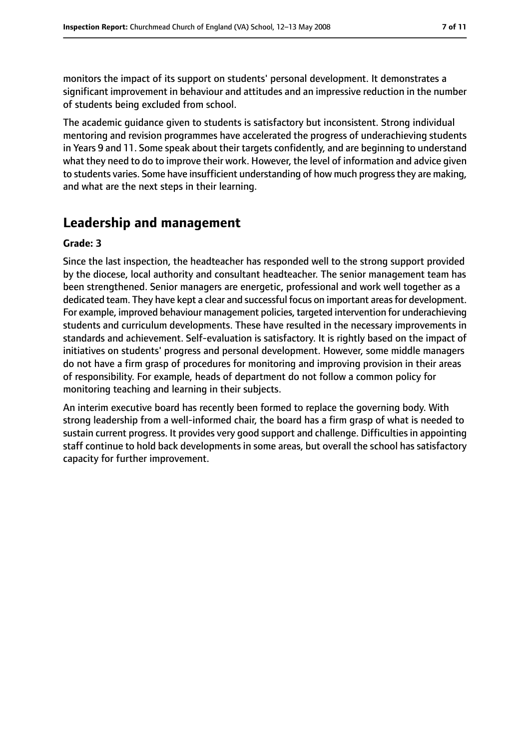monitors the impact of its support on students' personal development. It demonstrates a significant improvement in behaviour and attitudes and an impressive reduction in the number of students being excluded from school.

The academic guidance given to students is satisfactory but inconsistent. Strong individual mentoring and revision programmes have accelerated the progress of underachieving students in Years 9 and 11. Some speak about their targets confidently, and are beginning to understand what they need to do to improve their work. However, the level of information and advice given to students varies. Some have insufficient understanding of how much progress they are making, and what are the next steps in their learning.

## Leadership and management

**Grade: 3**

Since the last inspection, the headteacher has responded well to the strong support provided by the diocese, local authority and consultant headteacher. The senior management team has been strengthened. Senior managers are energetic, professional and work well together as a dedicated team. They have kept a clear and successful focus on important areas for development. For example, improved behaviour management policies, targeted intervention for underachieving students and curriculum developments. These have resulted in the necessary improvements in standards and achievement. Self-evaluation is satisfactory. It is rightly based on the impact of initiatives on students' progress and personal development. However, some middle managers do not have a firm grasp of procedures for monitoring and improving provision in their areas of responsibility. For example, heads of department do not follow a common policy for monitoring teaching and learning in their subjects.

An interim executive board has recently been formed to replace the governing body. With strong leadership from a well-informed chair, the board has a firm grasp of what is needed to sustain current progress. It provides very good support and challenge. Difficulties in appointing staff continue to hold back developments in some areas, but overall the school has satisfactory capacity for further improvement.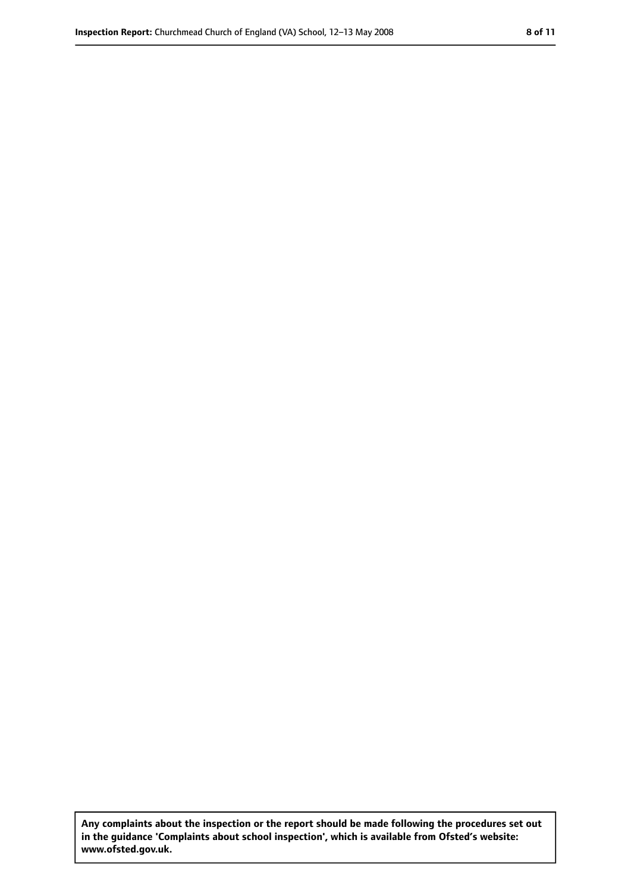**Any complaints about the inspection or the report should be made following the procedures set out in the guidance 'Complaints about school inspection', which is available from Ofsted's website: www.ofsted.gov.uk.**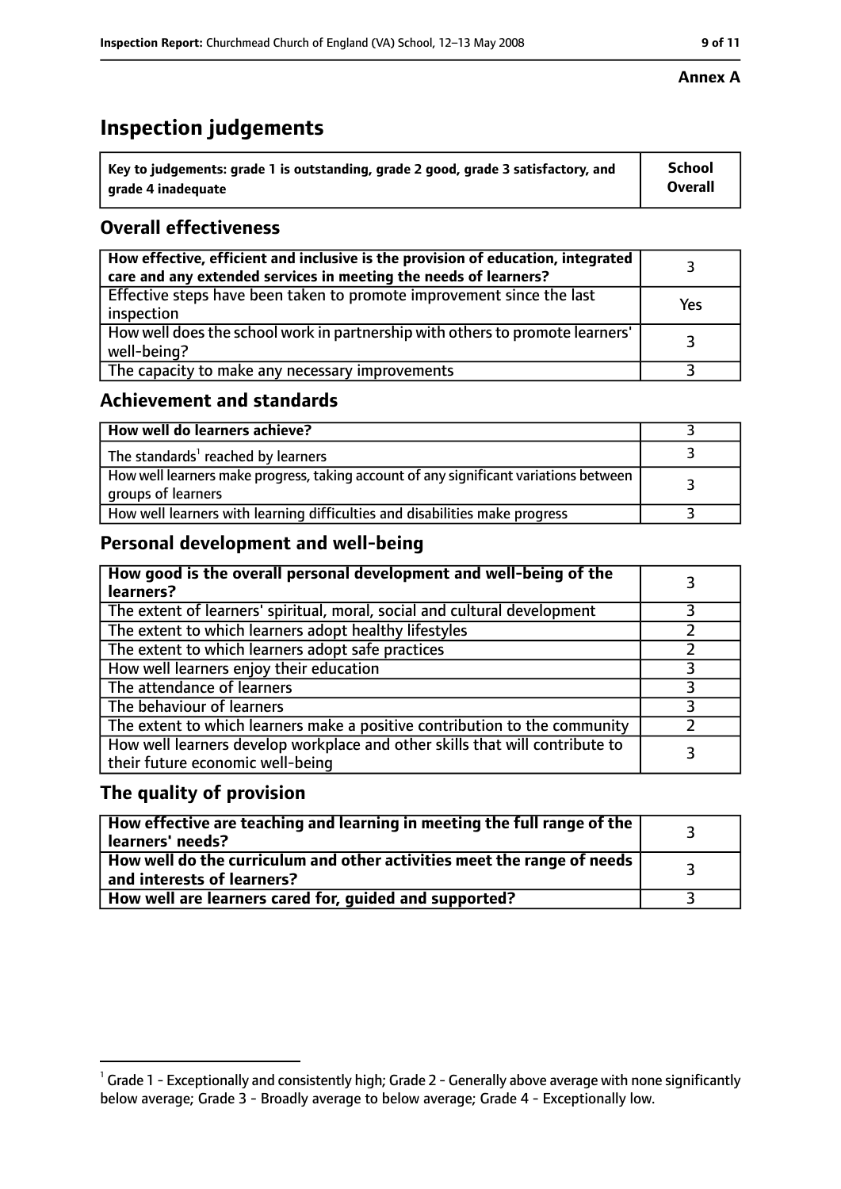**Annex A**

# Inspection judgements

| Key to judgements: grade 1 is outstanding, grade 2 good, grade 3 satisfactory, and grade 4 inadequate | School Overall |
|---|---|

## Overall effectiveness

| | |
|---|---|
| **How effective, efficient and inclusive is the provision of education, integrated care and any extended services in meeting the needs of learners?** | 3 |
| Effective steps have been taken to promote improvement since the last inspection | Yes |
| How well does the school work in partnership with others to promote learners' well-being? | 3 |
| The capacity to make any necessary improvements | 3 |

## Achievement and standards

| | |
|---|---|
| **How well do learners achieve?** | 3 |
| The standards[1] reached by learners | 3 |
| How well learners make progress, taking account of any significant variations between groups of learners | 3 |
| How well learners with learning difficulties and disabilities make progress | 3 |

## Personal development and well-being

| | |
|---|---|
| **How good is the overall personal development and well-being of the learners?** | 3 |
| The extent of learners' spiritual, moral, social and cultural development | 3 |
| The extent to which learners adopt healthy lifestyles | 2 |
| The extent to which learners adopt safe practices | 2 |
| How well learners enjoy their education | 3 |
| The attendance of learners | 3 |
| The behaviour of learners | 3 |
| The extent to which learners make a positive contribution to the community | 2 |
| How well learners develop workplace and other skills that will contribute to their future economic well-being | 3 |

## The quality of provision

| | |
|---|---|
| **How effective are teaching and learning in meeting the full range of the learners' needs?** | 3 |
| **How well do the curriculum and other activities meet the range of needs and interests of learners?** | 3 |
| **How well are learners cared for, guided and supported?** | 3 |

[1] Grade 1 - Exceptionally and consistently high; Grade 2 - Generally above average with none significantly below average; Grade 3 - Broadly average to below average; Grade 4 - Exceptionally low.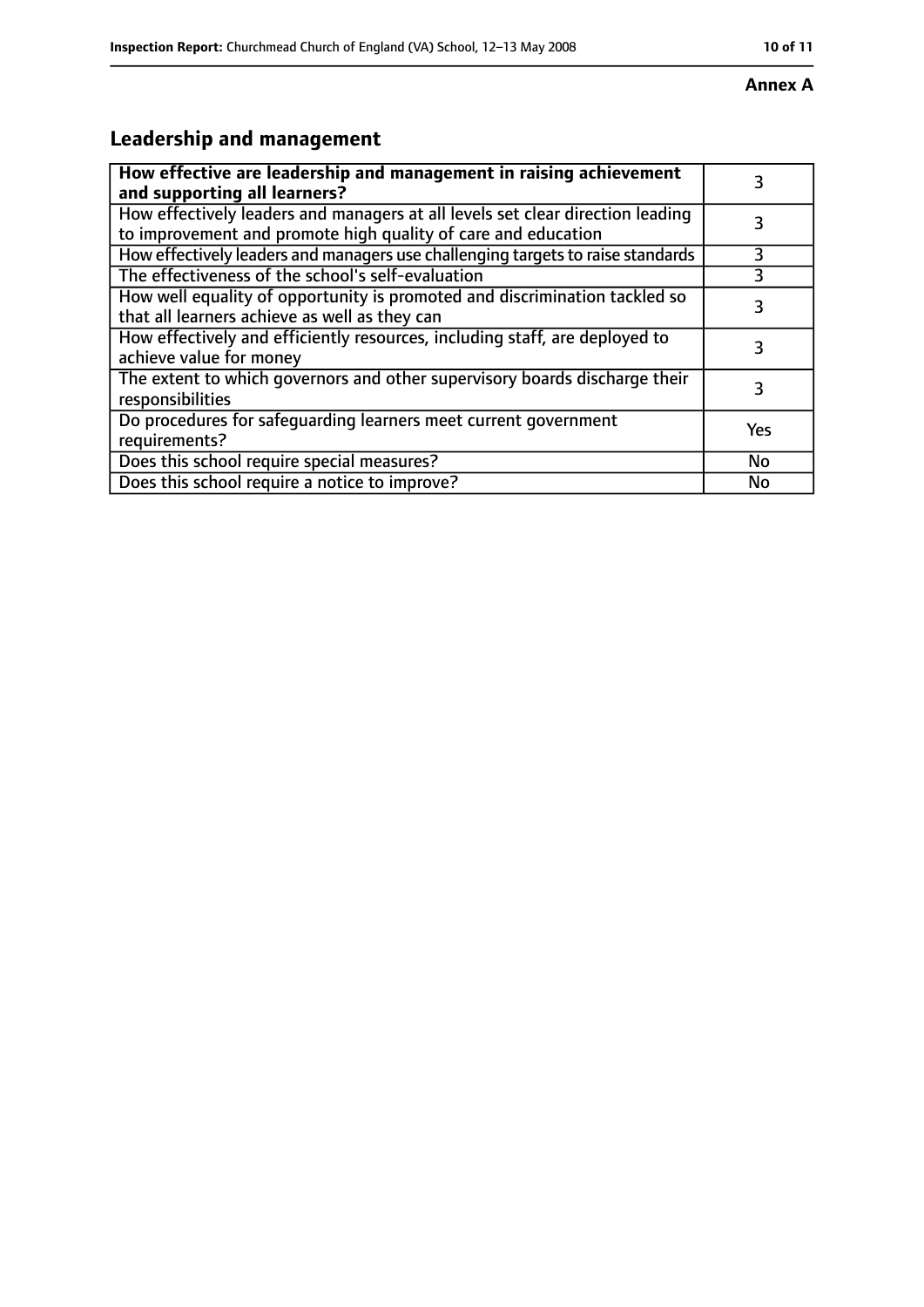**Annex A**

## Leadership and management

| How effective are leadership and management in raising achievement and supporting all learners? | 3 |
|---|---|
| How effectively leaders and managers at all levels set clear direction leading to improvement and promote high quality of care and education | 3 |
| How effectively leaders and managers use challenging targets to raise standards | 3 |
| The effectiveness of the school's self-evaluation | 3 |
| How well equality of opportunity is promoted and discrimination tackled so that all learners achieve as well as they can | 3 |
| How effectively and efficiently resources, including staff, are deployed to achieve value for money | 3 |
| The extent to which governors and other supervisory boards discharge their responsibilities | 3 |
| Do procedures for safeguarding learners meet current government requirements? | Yes |
| Does this school require special measures? | No |
| Does this school require a notice to improve? | No |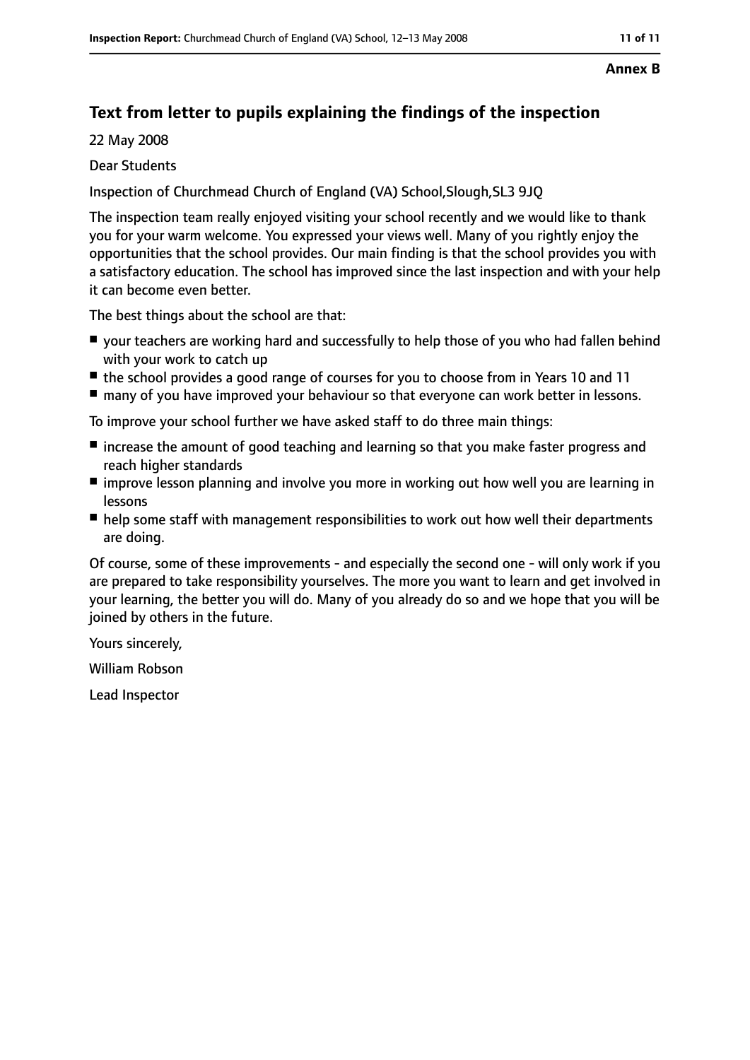**Annex B**

## Text from letter to pupils explaining the findings of the inspection

22 May 2008

Dear Students

Inspection of Churchmead Church of England (VA) School,Slough,SL3 9JQ

The inspection team really enjoyed visiting your school recently and we would like to thank you for your warm welcome. You expressed your views well. Many of you rightly enjoy the opportunities that the school provides. Our main finding is that the school provides you with a satisfactory education. The school has improved since the last inspection and with your help it can become even better.

The best things about the school are that:

- your teachers are working hard and successfully to help those of you who had fallen behind with your work to catch up
- the school provides a good range of courses for you to choose from in Years 10 and 11
- many of you have improved your behaviour so that everyone can work better in lessons.

To improve your school further we have asked staff to do three main things:

- increase the amount of good teaching and learning so that you make faster progress and reach higher standards
- improve lesson planning and involve you more in working out how well you are learning in lessons
- help some staff with management responsibilities to work out how well their departments are doing.

Of course, some of these improvements - and especially the second one - will only work if you are prepared to take responsibility yourselves. The more you want to learn and get involved in your learning, the better you will do. Many of you already do so and we hope that you will be joined by others in the future.

Yours sincerely,

William Robson

Lead Inspector